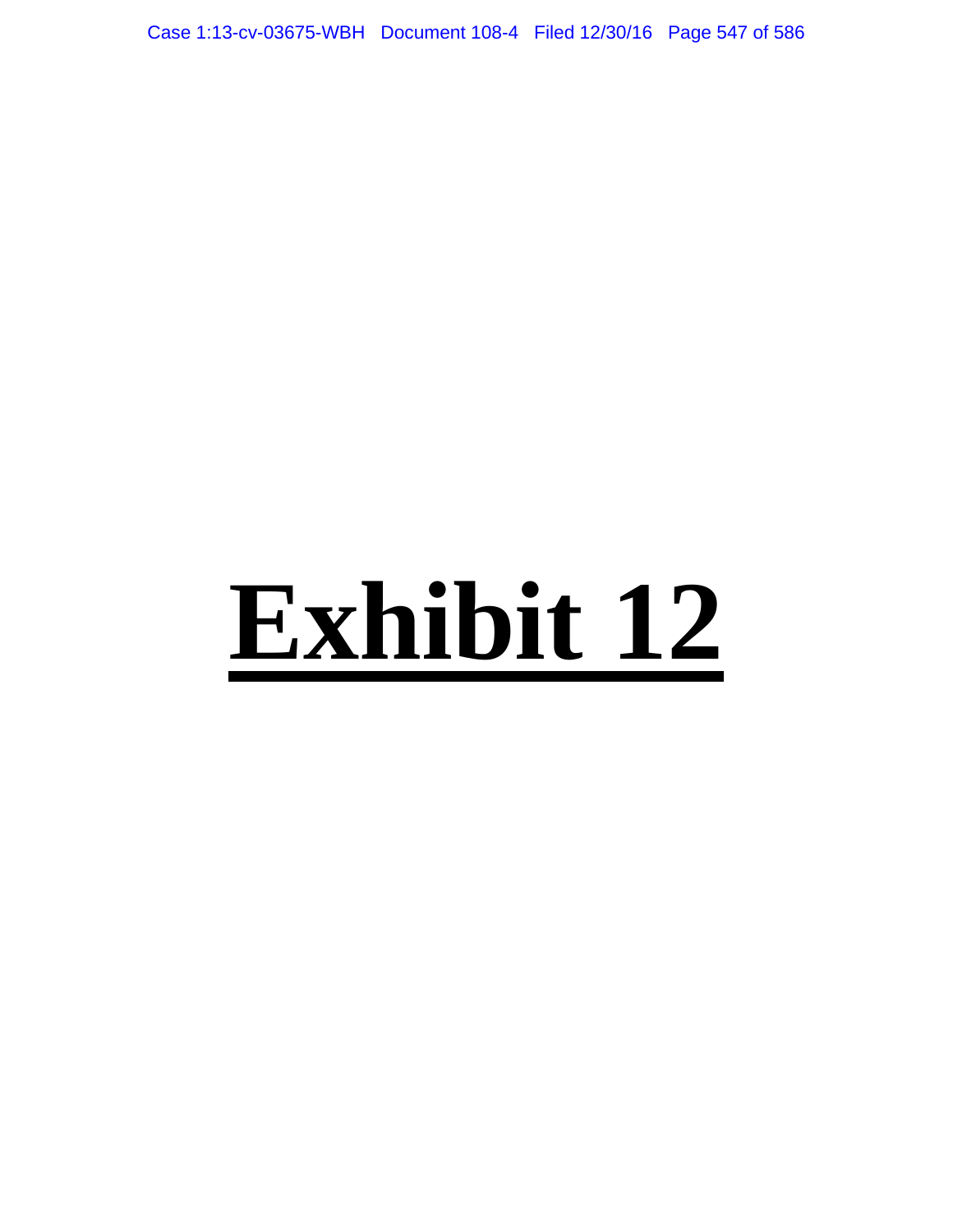# Exhibit 12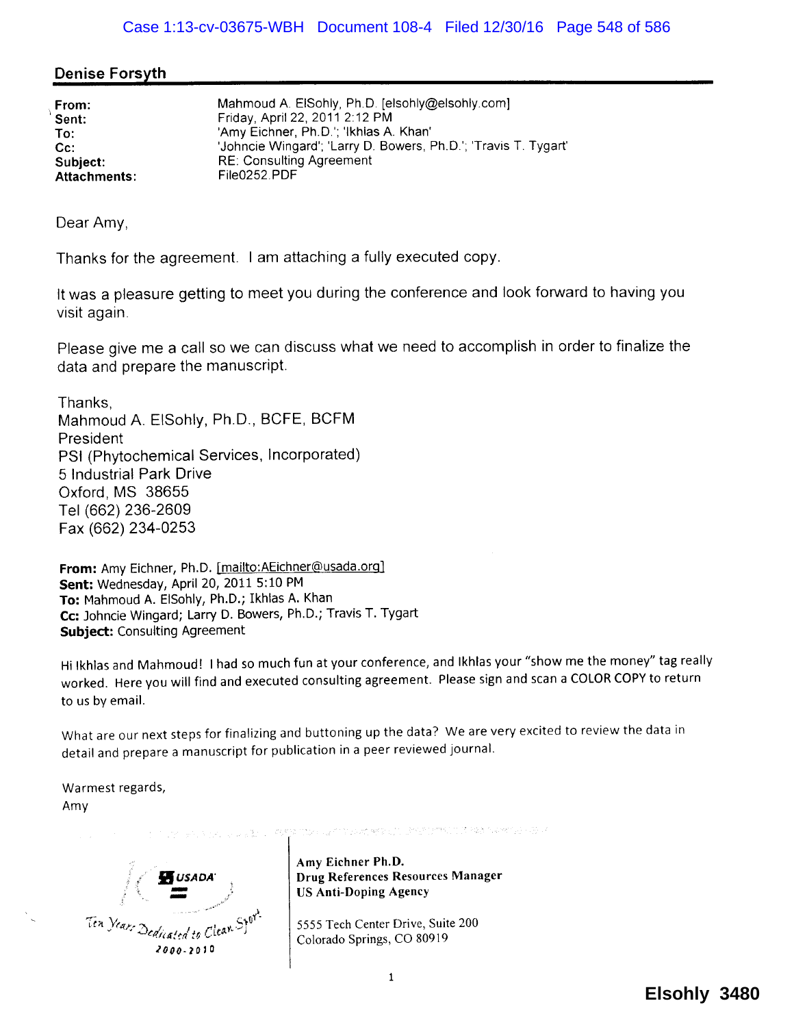## Denise Forsyth

**From:** Mahmoud A. ElSohly, Ph.D. [elsohly@elsohly.com]
**Sent:** Friday, April 22, 2011 2:12 PM
**To:** 'Amy Eichner, Ph.D.'; 'Ikhlas A. Khan'
**Cc:** 'Johncie Wingard'; 'Larry D. Bowers, Ph.D.'; 'Travis T. Tygart'
**Subject:** RE: Consulting Agreement
**Attachments:** File0252.PDF

Dear Amy,

Thanks for the agreement. I am attaching a fully executed copy.

It was a pleasure getting to meet you during the conference and look forward to having you visit again.

Please give me a call so we can discuss what we need to accomplish in order to finalize the data and prepare the manuscript.

Thanks,
Mahmoud A. ElSohly, Ph.D., BCFE, BCFM
President
PSI (Phytochemical Services, Incorporated)
5 Industrial Park Drive
Oxford, MS 38655
Tel (662) 236-2609
Fax (662) 234-0253

**From:** Amy Eichner, Ph.D. [mailto:AEichner@usada.org]
**Sent:** Wednesday, April 20, 2011 5:10 PM
**To:** Mahmoud A. ElSohly, Ph.D.; Ikhlas A. Khan
**Cc:** Johncie Wingard; Larry D. Bowers, Ph.D.; Travis T. Tygart
**Subject:** Consulting Agreement

Hi Ikhlas and Mahmoud! I had so much fun at your conference, and Ikhlas your "show me the money" tag really worked. Here you will find and executed consulting agreement. Please sign and scan a COLOR COPY to return to us by email.

What are our next steps for finalizing and buttoning up the data? We are very excited to review the data in detail and prepare a manuscript for publication in a peer reviewed journal.

Warmest regards,
Amy

USADA
Ten Years Dedicated to Clean Sport
2000-2010

**Amy Eichner Ph.D.**
**Drug References Resources Manager**
**US Anti-Doping Agency**

5555 Tech Center Drive, Suite 200
Colorado Springs, CO 80919

Elsohly 3480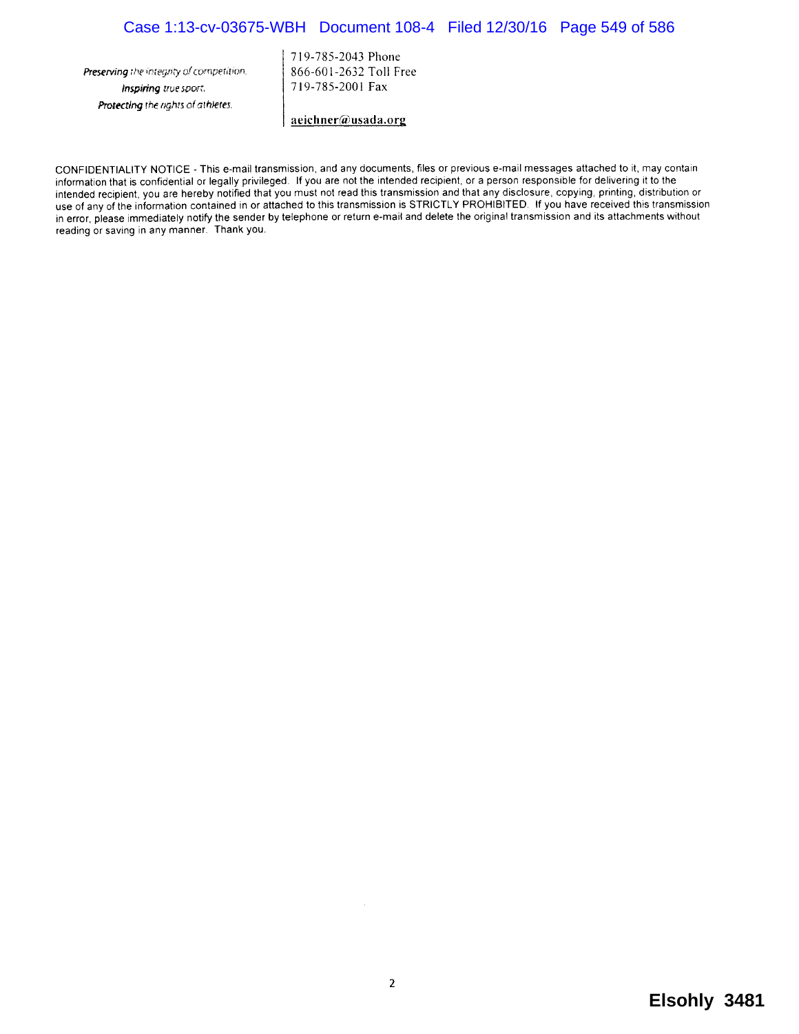*Preserving the integrity of competition.*
*Inspiring true sport.*
*Protecting the rights of athletes.*

719-785-2043 Phone
866-601-2632 Toll Free
719-785-2001 Fax

aeichner@usada.org

CONFIDENTIALITY NOTICE - This e-mail transmission, and any documents, files or previous e-mail messages attached to it, may contain information that is confidential or legally privileged. If you are not the intended recipient, or a person responsible for delivering it to the intended recipient, you are hereby notified that you must not read this transmission and that any disclosure, copying, printing, distribution or use of any of the information contained in or attached to this transmission is STRICTLY PROHIBITED. If you have received this transmission in error, please immediately notify the sender by telephone or return e-mail and delete the original transmission and its attachments without reading or saving in any manner. Thank you.

**Elsohly 3481**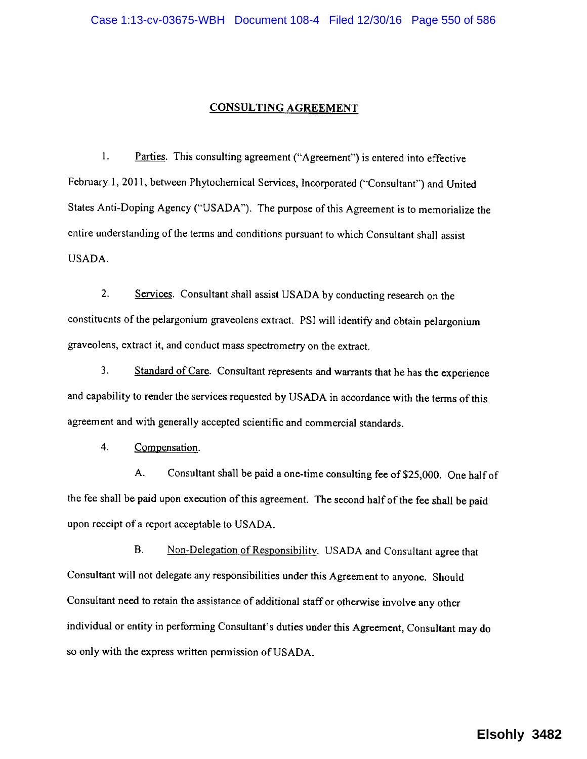# CONSULTING AGREEMENT

1. Parties. This consulting agreement ("Agreement") is entered into effective February 1, 2011, between Phytochemical Services, Incorporated ("Consultant") and United States Anti-Doping Agency ("USADA"). The purpose of this Agreement is to memorialize the entire understanding of the terms and conditions pursuant to which Consultant shall assist USADA.

2. Services. Consultant shall assist USADA by conducting research on the constituents of the pelargonium graveolens extract. PSI will identify and obtain pelargonium graveolens, extract it, and conduct mass spectrometry on the extract.

3. Standard of Care. Consultant represents and warrants that he has the experience and capability to render the services requested by USADA in accordance with the terms of this agreement and with generally accepted scientific and commercial standards.

4. Compensation.

   A. Consultant shall be paid a one-time consulting fee of $25,000. One half of the fee shall be paid upon execution of this agreement. The second half of the fee shall be paid upon receipt of a report acceptable to USADA.

   B. Non-Delegation of Responsibility. USADA and Consultant agree that Consultant will not delegate any responsibilities under this Agreement to anyone. Should Consultant need to retain the assistance of additional staff or otherwise involve any other individual or entity in performing Consultant's duties under this Agreement, Consultant may do so only with the express written permission of USADA.

Elsohly 3482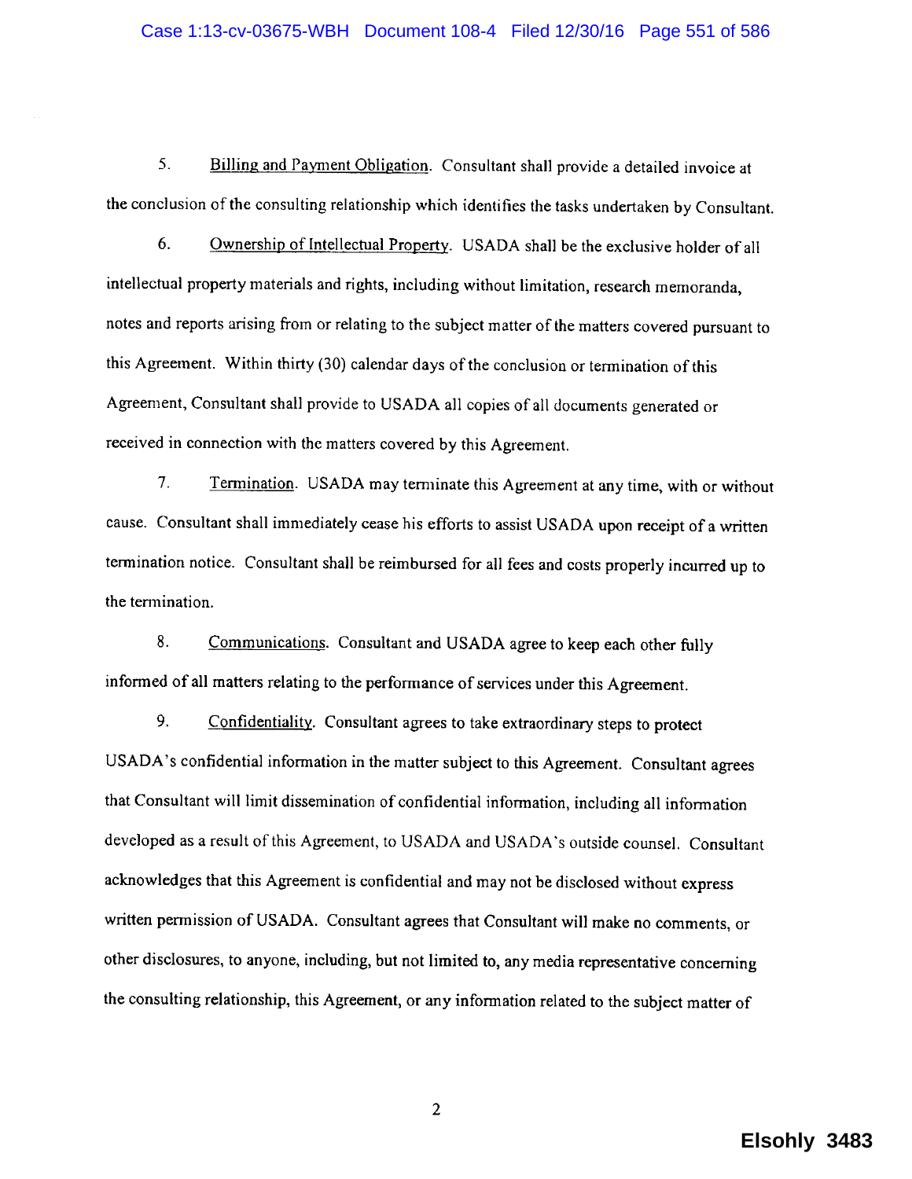5. Billing and Payment Obligation. Consultant shall provide a detailed invoice at the conclusion of the consulting relationship which identifies the tasks undertaken by Consultant.

6. Ownership of Intellectual Property. USADA shall be the exclusive holder of all intellectual property materials and rights, including without limitation, research memoranda, notes and reports arising from or relating to the subject matter of the matters covered pursuant to this Agreement. Within thirty (30) calendar days of the conclusion or termination of this Agreement, Consultant shall provide to USADA all copies of all documents generated or received in connection with the matters covered by this Agreement.

7. Termination. USADA may terminate this Agreement at any time, with or without cause. Consultant shall immediately cease his efforts to assist USADA upon receipt of a written termination notice. Consultant shall be reimbursed for all fees and costs properly incurred up to the termination.

8. Communications. Consultant and USADA agree to keep each other fully informed of all matters relating to the performance of services under this Agreement.

9. Confidentiality. Consultant agrees to take extraordinary steps to protect USADA's confidential information in the matter subject to this Agreement. Consultant agrees that Consultant will limit dissemination of confidential information, including all information developed as a result of this Agreement, to USADA and USADA's outside counsel. Consultant acknowledges that this Agreement is confidential and may not be disclosed without express written permission of USADA. Consultant agrees that Consultant will make no comments, or other disclosures, to anyone, including, but not limited to, any media representative concerning the consulting relationship, this Agreement, or any information related to the subject matter of

Elsohly 3483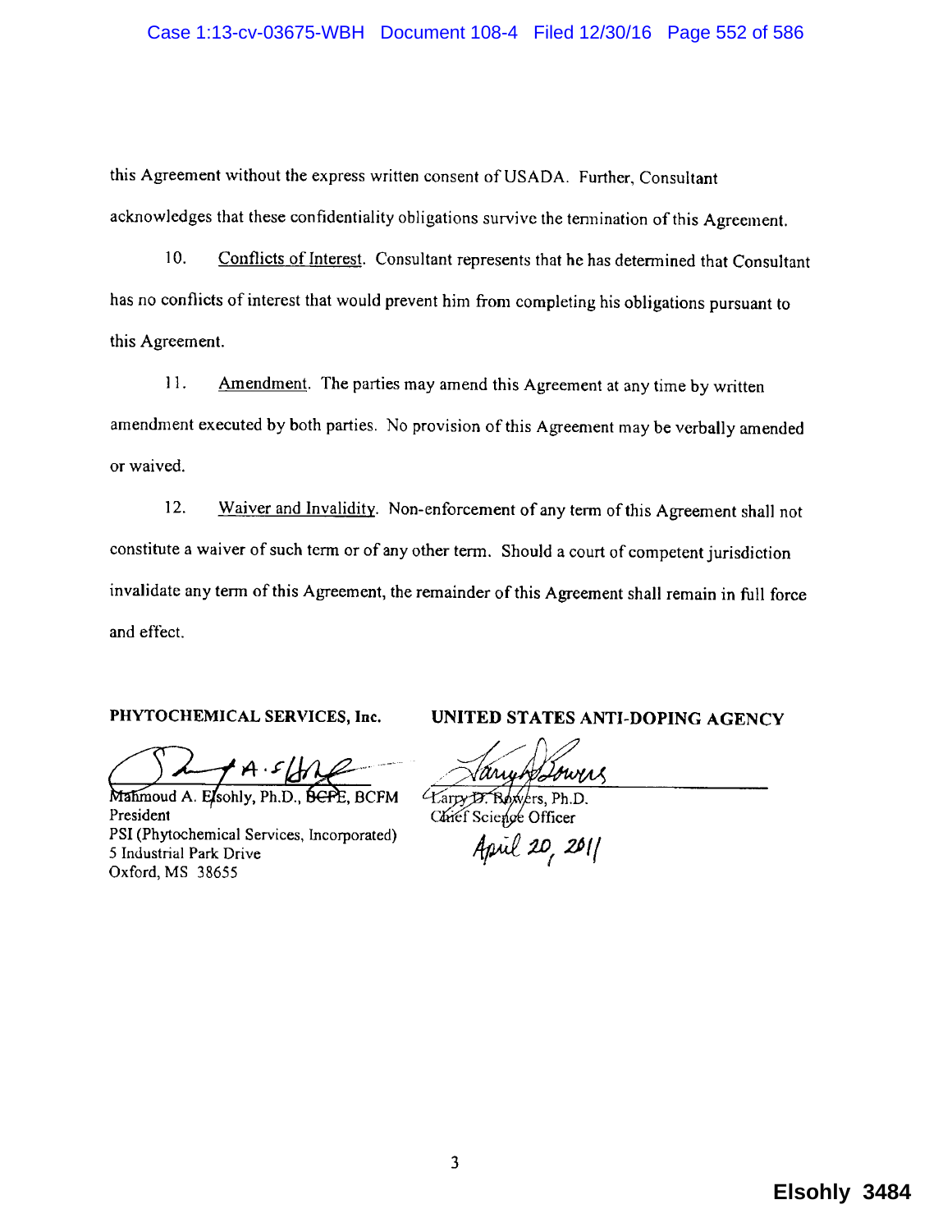this Agreement without the express written consent of USADA. Further, Consultant acknowledges that these confidentiality obligations survive the termination of this Agreement.

10. Conflicts of Interest. Consultant represents that he has determined that Consultant has no conflicts of interest that would prevent him from completing his obligations pursuant to this Agreement.

11. Amendment. The parties may amend this Agreement at any time by written amendment executed by both parties. No provision of this Agreement may be verbally amended or waived.

12. Waiver and Invalidity. Non-enforcement of any term of this Agreement shall not constitute a waiver of such term or of any other term. Should a court of competent jurisdiction invalidate any term of this Agreement, the remainder of this Agreement shall remain in full force and effect.

**PHYTOCHEMICAL SERVICES, Inc.**

Mahmoud A. Elsohly, Ph.D., ~~BCFE~~, BCFM
President
PSI (Phytochemical Services, Incorporated)
5 Industrial Park Drive
Oxford, MS 38655

**UNITED STATES ANTI-DOPING AGENCY**

Larry D. Bowers, Ph.D.
Chief Science Officer
April 20, 2011

Elsohly 3484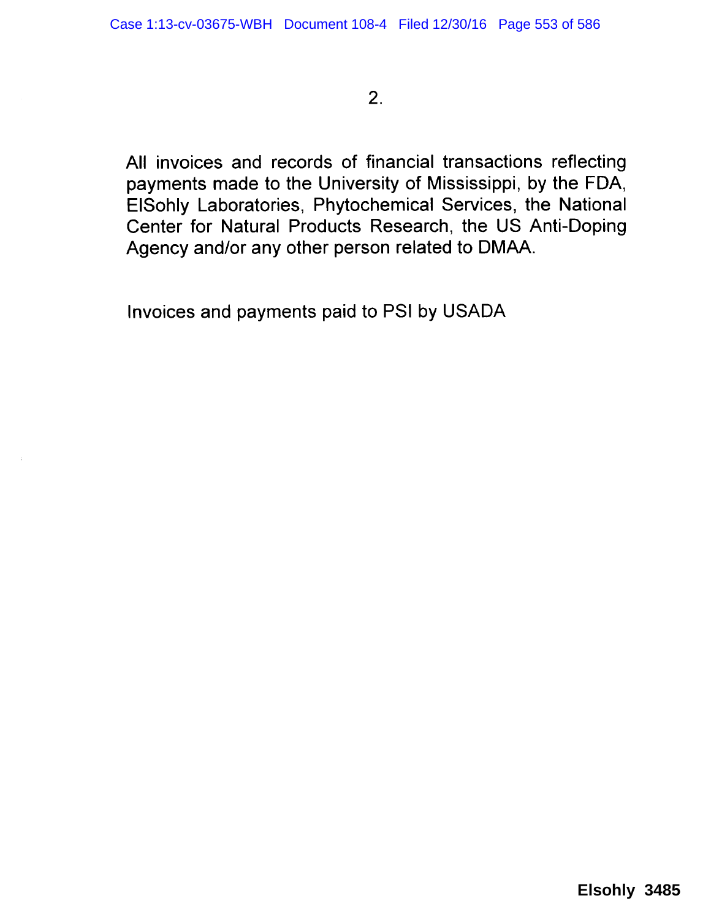2.

All invoices and records of financial transactions reflecting payments made to the University of Mississippi, by the FDA, ElSohly Laboratories, Phytochemical Services, the National Center for Natural Products Research, the US Anti-Doping Agency and/or any other person related to DMAA.

Invoices and payments paid to PSI by USADA

**Elsohly 3485**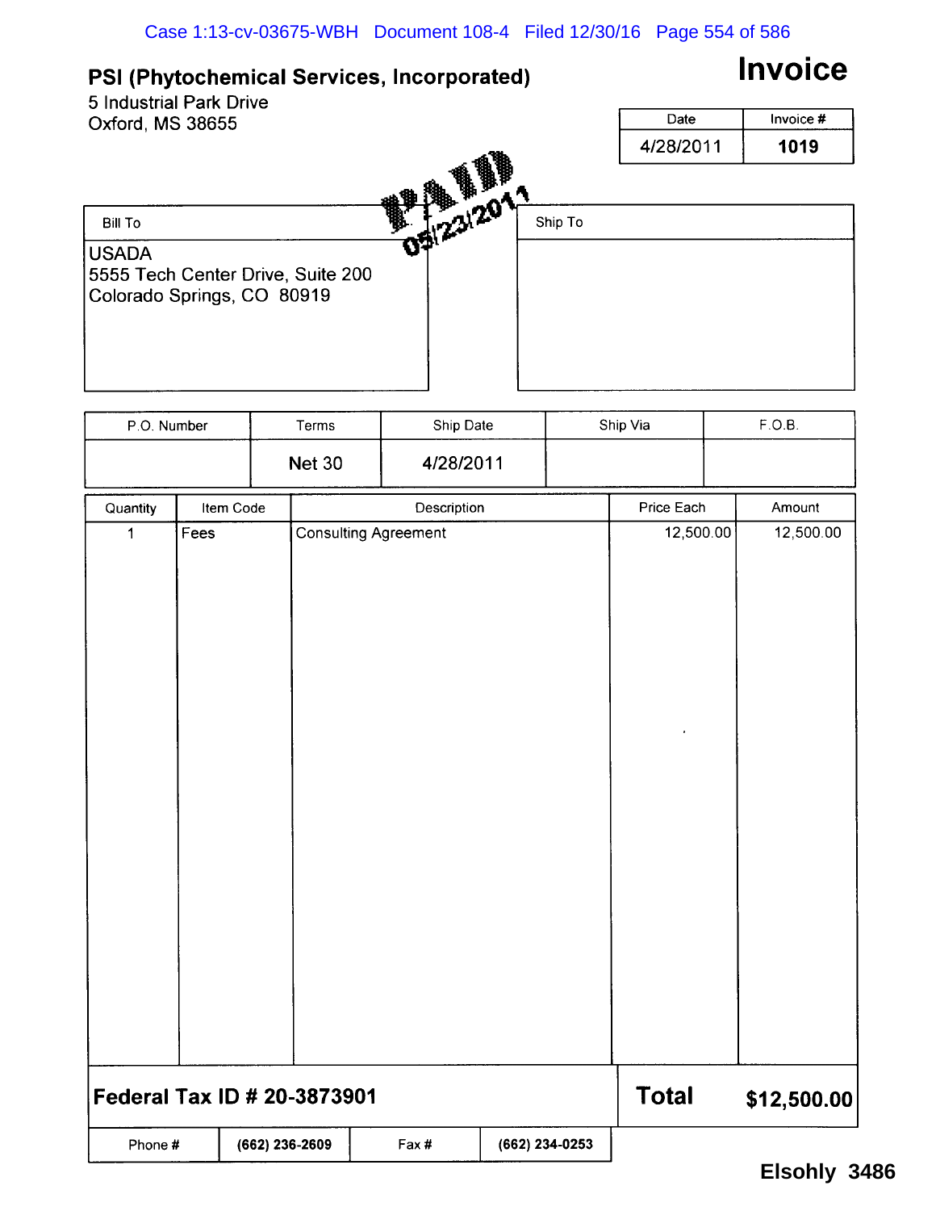**PSI (Phytochemical Services, Incorporated)**
5 Industrial Park Drive
Oxford, MS 38655

# Invoice

| Date | Invoice # |
|---|---|
| 4/28/2011 | **1019** |

PAID 05/23/2011

| Bill To | Ship To |
|---|---|
| USADA<br>5555 Tech Center Drive, Suite 200<br>Colorado Springs, CO 80919 | |

| P.O. Number | Terms | Ship Date | Ship Via | F.O.B. |
|---|---|---|---|---|
| | Net 30 | 4/28/2011 | | |

| Quantity | Item Code | Description | Price Each | Amount |
|---|---|---|---|---|
| 1 | Fees | Consulting Agreement | 12,500.00 | 12,500.00 |

**Federal Tax ID # 20-3873901**

**Total** **$12,500.00**

| Phone # | (662) 236-2609 | Fax # | (662) 234-0253 |
|---|---|---|---|

**Elsohly 3486**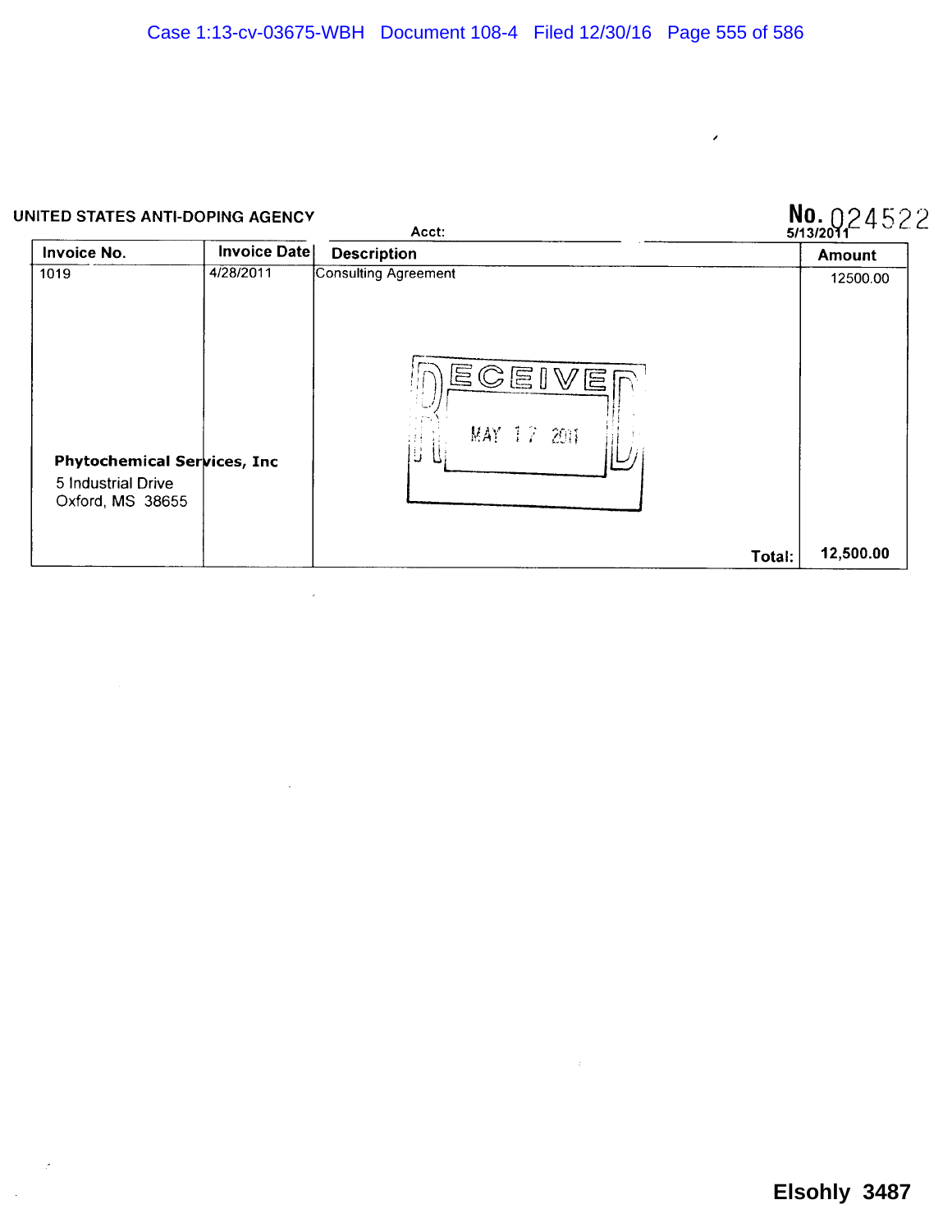UNITED STATES ANTI-DOPING AGENCY

Acct:

No. 024522
5/13/2011

| Invoice No. | Invoice Date | Description | Amount |
|---|---|---|---|
| 1019 | 4/28/2011 | Consulting Agreement | 12500.00 |
| | | Total: | 12,500.00 |

RECEIVED
MAY 17 2011

**Phytochemical Services, Inc**
5 Industrial Drive
Oxford, MS 38655

Elsohly 3487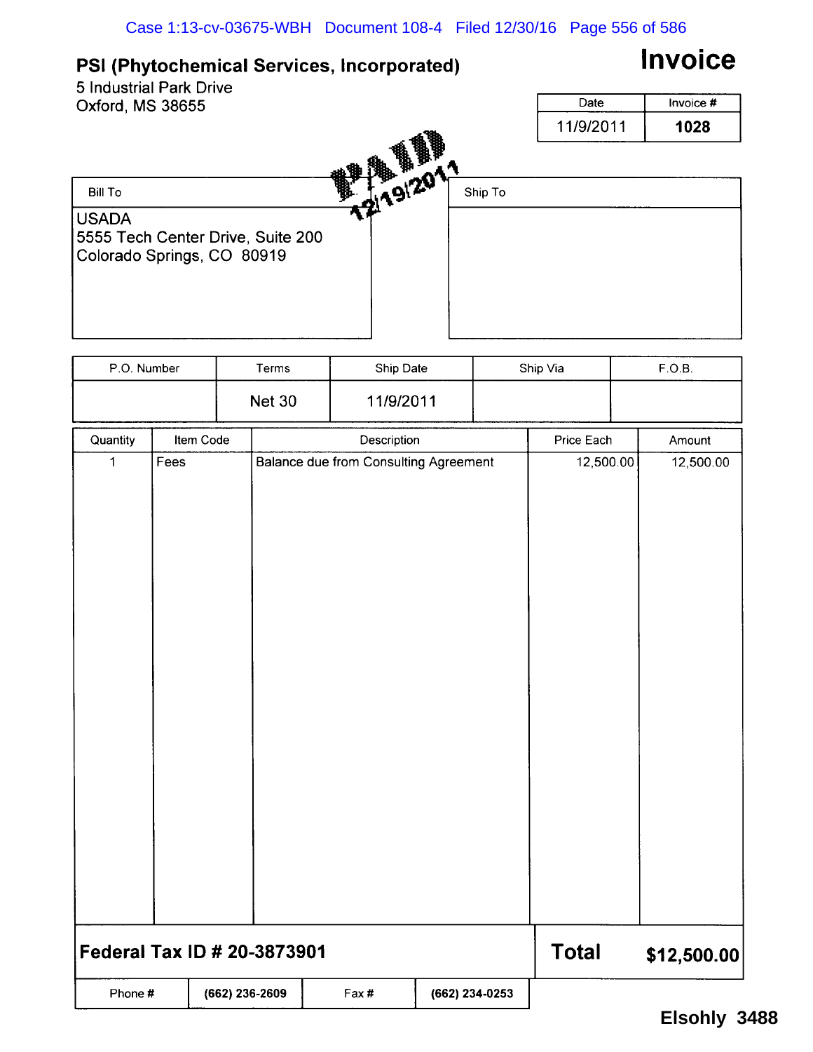# PSI (Phytochemical Services, Incorporated)

5 Industrial Park Drive
Oxford, MS 38655

# Invoice

| Date | Invoice # |
|---|---|
| 11/9/2011 | **1028** |

PAID 12/19/2011

| Bill To | Ship To |
|---|---|
| USADA<br>5555 Tech Center Drive, Suite 200<br>Colorado Springs, CO 80919 | |

| P.O. Number | Terms | Ship Date | Ship Via | F.O.B. |
|---|---|---|---|---|
| | Net 30 | 11/9/2011 | | |

| Quantity | Item Code | Description | Price Each | Amount |
|---|---|---|---|---|
| 1 | Fees | Balance due from Consulting Agreement | 12,500.00 | 12,500.00 |

**Federal Tax ID # 20-3873901**

**Total** **$12,500.00**

| Phone # | (662) 236-2609 | Fax # | (662) 234-0253 |
|---|---|---|---|

Elsohly 3488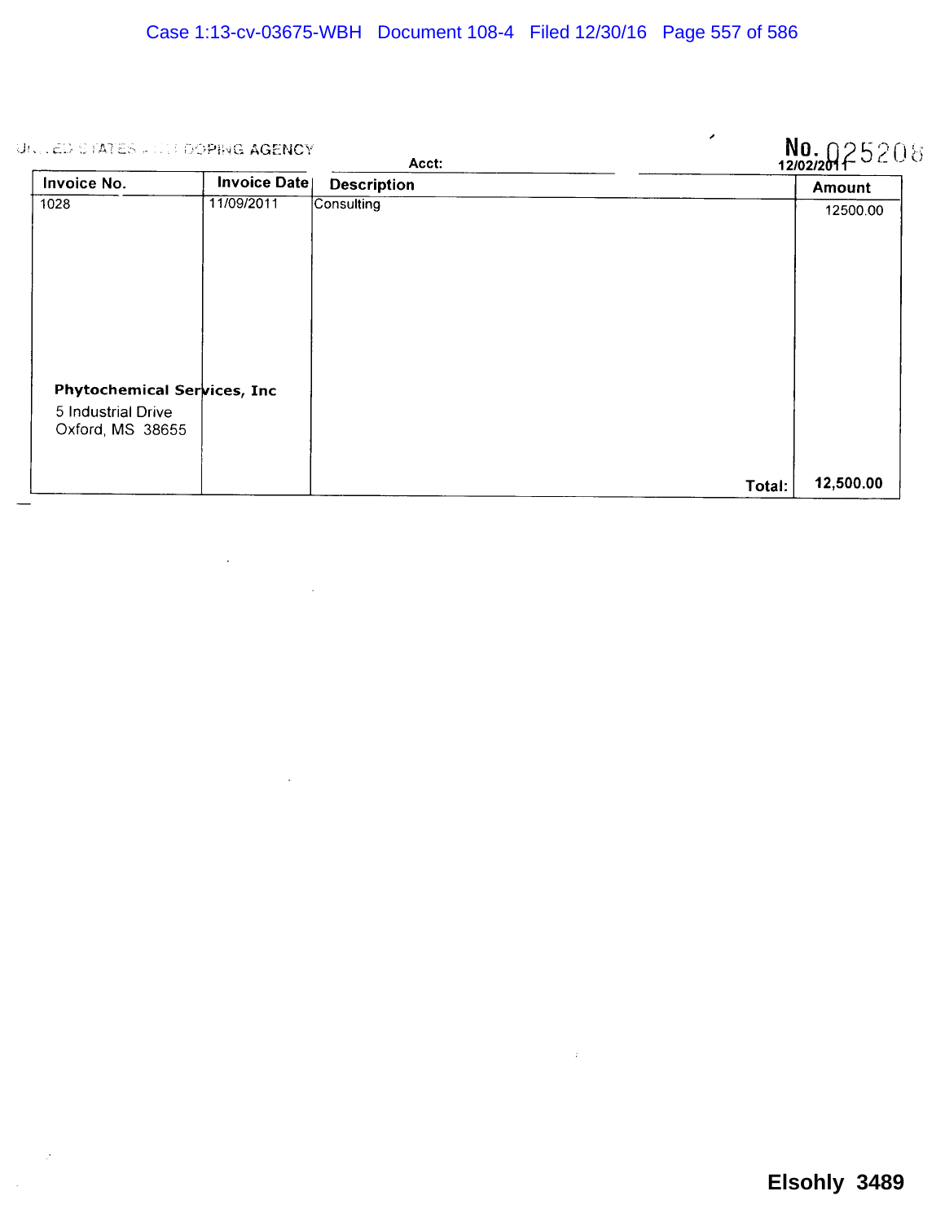UNITED STATES ANTI-DOPING AGENCY

Acct:

No. 025208

12/02/2011

| Invoice No. | Invoice Date | Description | Amount |
|---|---|---|---|
| 1028 | 11/09/2011 | Consulting | 12500.00 |
| | | Total: | 12,500.00 |

**Phytochemical Services, Inc**

5 Industrial Drive
Oxford, MS 38655

**Elsohly 3489**